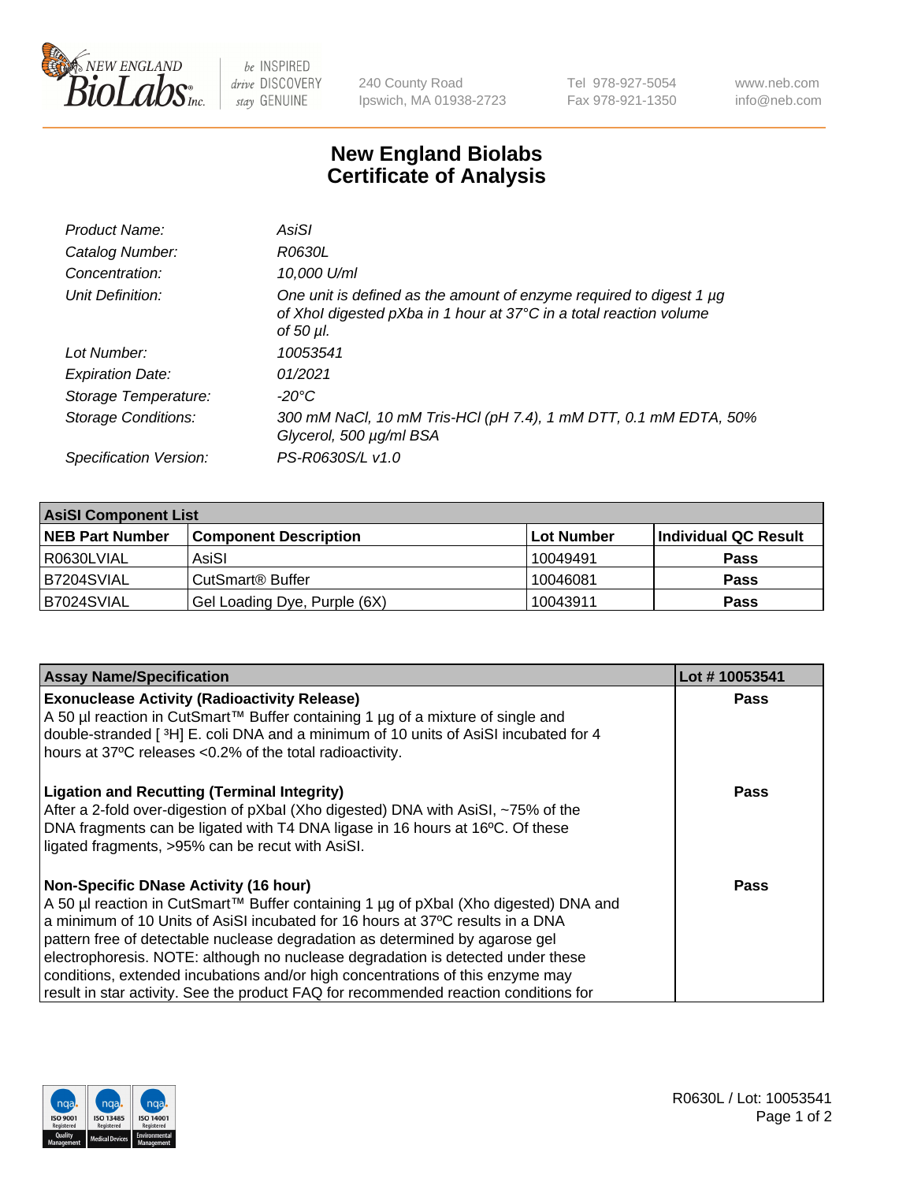# New England Biolabs Certificate of Analysis

| | |
|---|---|
| *Product Name:* | *AsiSI* |
| *Catalog Number:* | *R0630L* |
| *Concentration:* | *10,000 U/ml* |
| *Unit Definition:* | *One unit is defined as the amount of enzyme required to digest 1 µg of XhoI digested pXba in 1 hour at 37°C in a total reaction volume of 50 µl.* |
| *Lot Number:* | *10053541* |
| *Expiration Date:* | *01/2021* |
| *Storage Temperature:* | *-20°C* |
| *Storage Conditions:* | *300 mM NaCl, 10 mM Tris-HCl (pH 7.4), 1 mM DTT, 0.1 mM EDTA, 50% Glycerol, 500 µg/ml BSA* |
| *Specification Version:* | *PS-R0630S/L v1.0* |

**AsiSI Component List**

| NEB Part Number | Component Description | Lot Number | Individual QC Result |
|---|---|---|---|
| R0630LVIAL | AsiSI | 10049491 | **Pass** |
| B7204SVIAL | CutSmart® Buffer | 10046081 | **Pass** |
| B7024SVIAL | Gel Loading Dye, Purple (6X) | 10043911 | **Pass** |

| Assay Name/Specification | Lot # 10053541 |
|---|---|
| **Exonuclease Activity (Radioactivity Release)** A 50 µl reaction in CutSmart™ Buffer containing 1 µg of a mixture of single and double-stranded [ $^3$H] E. coli DNA and a minimum of 10 units of AsiSI incubated for 4 hours at 37ºC releases <0.2% of the total radioactivity. | **Pass** |
| **Ligation and Recutting (Terminal Integrity)** After a 2-fold over-digestion of pXbaI (Xho digested) DNA with AsiSI, ~75% of the DNA fragments can be ligated with T4 DNA ligase in 16 hours at 16ºC. Of these ligated fragments, >95% can be recut with AsiSI. | **Pass** |
| **Non-Specific DNase Activity (16 hour)** A 50 µl reaction in CutSmart™ Buffer containing 1 µg of pXbaI (Xho digested) DNA and a minimum of 10 Units of AsiSI incubated for 16 hours at 37ºC results in a DNA pattern free of detectable nuclease degradation as determined by agarose gel electrophoresis. NOTE: although no nuclease degradation is detected under these conditions, extended incubations and/or high concentrations of this enzyme may result in star activity. See the product FAQ for recommended reaction conditions for | **Pass** |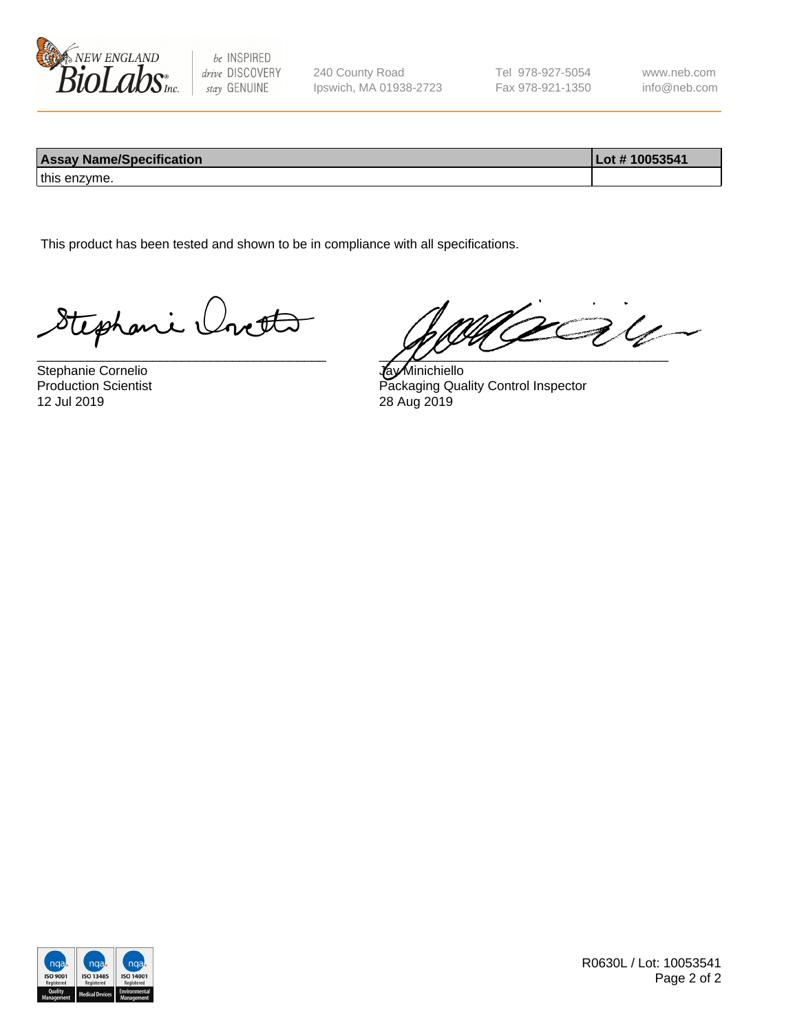| Assay Name/Specification | Lot # 10053541 |
| --- | --- |
| this enzyme. | |

This product has been tested and shown to be in compliance with all specifications.

Stephanie Cornelio
Production Scientist
12 Jul 2019

Jay Minichiello
Packaging Quality Control Inspector
28 Aug 2019

R0630L / Lot: 10053541